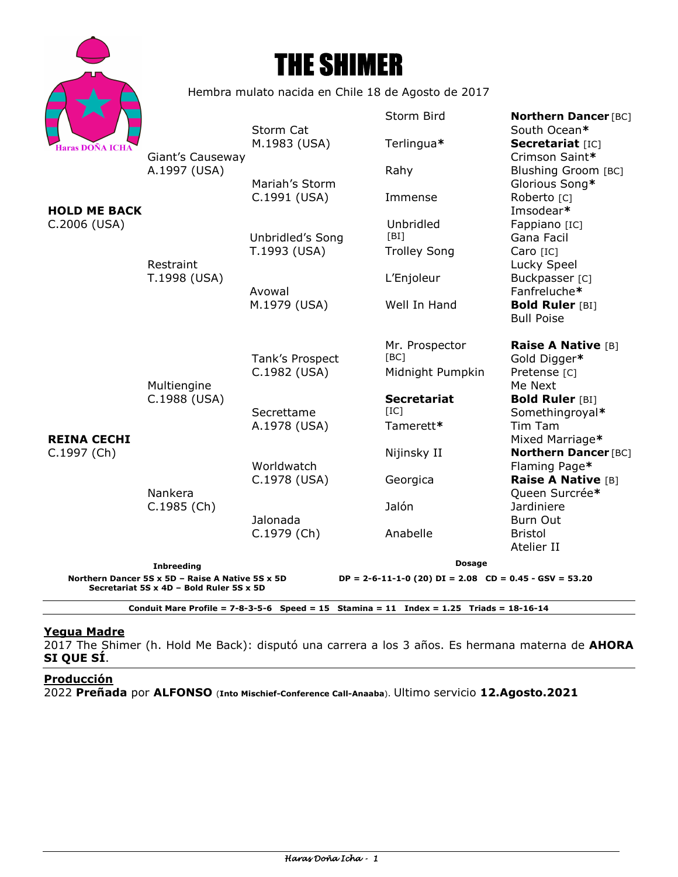# THE SHIMER

Hembra mulato nacida en Chile 18 de Agosto de 2017

Haras DOÑA ICHA

| | | | |
|---|---|---|---|
| **HOLD ME BACK** C.2006 (USA) | Giant's Causeway A.1997 (USA) | Storm Cat M.1983 (USA) | Storm Bird | **Northern Dancer** [BC] / South Ocean* |
| | | | Terlingua* | **Secretariat** [IC] / Crimson Saint* |
| | | Mariah's Storm C.1991 (USA) | Rahy | Blushing Groom [BC] / Glorious Song* |
| | | | Immense | Roberto [C] / Imsodear* |
| | Restraint T.1998 (USA) | Unbridled's Song T.1993 (USA) | Unbridled [BI] | Fappiano [IC] / Gana Facil |
| | | | Trolley Song | Caro [IC] / Lucky Speel |
| | | Avowal M.1979 (USA) | L'Enjoleur | Buckpasser [C] / Fanfreluche* |
| | | | Well In Hand | **Bold Ruler** [BI] / Bull Poise |
| **REINA CECHI** C.1997 (Ch) | Multiengine C.1988 (USA) | Tank's Prospect C.1982 (USA) | Mr. Prospector [BC] | **Raise A Native** [B] / Gold Digger* |
| | | | Midnight Pumpkin | Pretense [C] / Me Next |
| | | Secrettame A.1978 (USA) | **Secretariat** [IC] | **Bold Ruler** [BI] / Somethingroyal* |
| | | | Tamerett* | Tim Tam / Mixed Marriage* |
| | Nankera C.1985 (Ch) | Worldwatch C.1978 (USA) | Nijinsky II | **Northern Dancer** [BC] / Flaming Page* |
| | | | Georgica | **Raise A Native** [B] / Queen Sucrée* |
| | | Jalonada C.1979 (Ch) | Jalón | Jardiniere / Burn Out |
| | | | Anabelle | Bristol / Atelier II |

**Inbreeding**

**Northern Dancer 5S x 5D – Raise A Native 5S x 5D**
**Secretariat 5S x 4D – Bold Ruler 5S x 5D**

**Dosage**

**DP = 2-6-11-1-0 (20) DI = 2.08 CD = 0.45 - GSV = 53.20**

**Conduit Mare Profile = 7-8-3-5-6 Speed = 15 Stamina = 11 Index = 1.25 Triads = 18-16-14**

## Yegua Madre

2017 The Shimer (h. Hold Me Back): disputó una carrera a los 3 años. Es hermana materna de **AHORA SI QUE SÍ**.

## Producción

2022 **Preñada** por **ALFONSO** (**Into Mischief-Conference Call-Anaaba**). Ultimo servicio **12.Agosto.2021**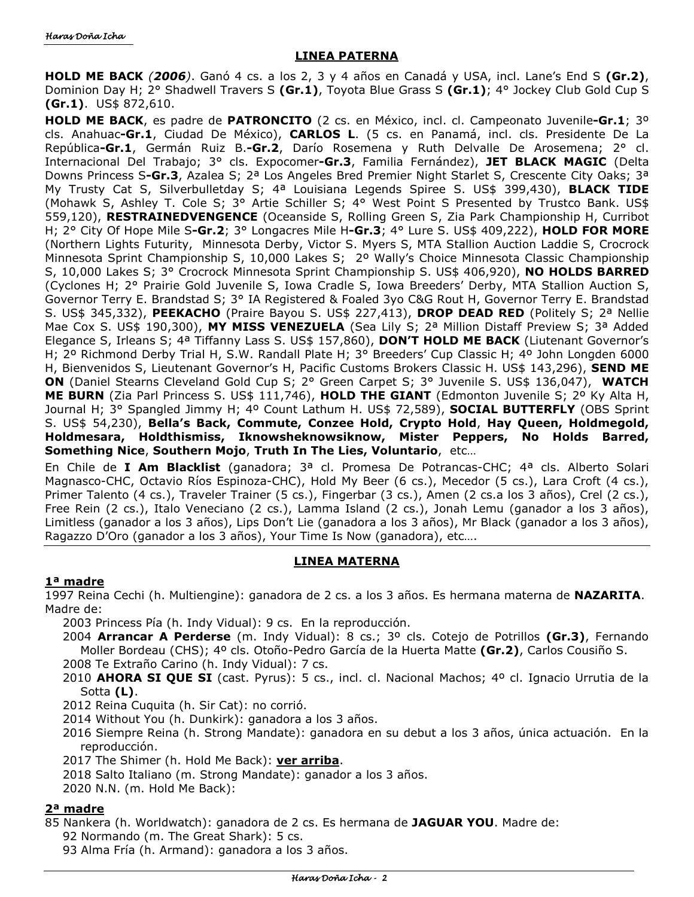## LINEA PATERNA

**HOLD ME BACK** *(2006)*. Ganó 4 cs. a los 2, 3 y 4 años en Canadá y USA, incl. Lane's End S **(Gr.2)**, Dominion Day H; 2° Shadwell Travers S **(Gr.1)**, Toyota Blue Grass S **(Gr.1)**; 4° Jockey Club Gold Cup S **(Gr.1)**. US$ 872,610.

**HOLD ME BACK**, es padre de **PATRONCITO** (2 cs. en México, incl. cl. Campeonato Juvenile**-Gr.1**; 3º cls. Anahuac**-Gr.1**, Ciudad De México), **CARLOS L**. (5 cs. en Panamá, incl. cls. Presidente De La República**-Gr.1**, Germán Ruiz B.**-Gr.2**, Darío Rosemena y Ruth Delvalle De Arosemena; 2° cl. Internacional Del Trabajo; 3° cls. Expocomer**-Gr.3**, Familia Fernández), **JET BLACK MAGIC** (Delta Downs Princess S**-Gr.3**, Azalea S; 2ª Los Angeles Bred Premier Night Starlet S, Crescente City Oaks; 3ª My Trusty Cat S, Silverbulletday S; 4ª Louisiana Legends Spiree S. US$ 399,430), **BLACK TIDE** (Mohawk S, Ashley T. Cole S; 3° Artie Schiller S; 4° West Point S Presented by Trustco Bank. US$ 559,120), **RESTRAINEDVENGENCE** (Oceanside S, Rolling Green S, Zia Park Championship H, Curribot H; 2° City Of Hope Mile S**-Gr.2**; 3° Longacres Mile H**-Gr.3**; 4° Lure S. US$ 409,222), **HOLD FOR MORE** (Northern Lights Futurity, Minnesota Derby, Victor S. Myers S, MTA Stallion Auction Laddie S, Crocrock Minnesota Sprint Championship S, 10,000 Lakes S; 2º Wally's Choice Minnesota Classic Championship S, 10,000 Lakes S; 3° Crocrock Minnesota Sprint Championship S. US$ 406,920), **NO HOLDS BARRED** (Cyclones H; 2° Prairie Gold Juvenile S, Iowa Cradle S, Iowa Breeders' Derby, MTA Stallion Auction S, Governor Terry E. Brandstad S; 3° IA Registered & Foaled 3yo C&G Rout H, Governor Terry E. Brandstad S. US$ 345,332), **PEEKACHO** (Praire Bayou S. US$ 227,413), **DROP DEAD RED** (Politely S; 2ª Nellie Mae Cox S. US$ 190,300), **MY MISS VENEZUELA** (Sea Lily S; 2ª Million Distaff Preview S; 3ª Added Elegance S, Irleans S; 4ª Tiffanny Lass S. US$ 157,860), **DON'T HOLD ME BACK** (Liutenant Governor's H; 2º Richmond Derby Trial H, S.W. Randall Plate H; 3° Breeders' Cup Classic H; 4º John Longden 6000 H, Bienvenidos S, Lieutenant Governor's H, Pacific Customs Brokers Classic H. US$ 143,296), **SEND ME ON** (Daniel Stearns Cleveland Gold Cup S; 2° Green Carpet S; 3° Juvenile S. US$ 136,047), **WATCH ME BURN** (Zia Parl Princess S. US$ 111,746), **HOLD THE GIANT** (Edmonton Juvenile S; 2º Ky Alta H, Journal H; 3° Spangled Jimmy H; 4º Count Lathum H. US$ 72,589), **SOCIAL BUTTERFLY** (OBS Sprint S. US$ 54,230), **Bella's Back, Commute, Conzee Hold, Crypto Hold**, **Hay Queen, Holdmegold, Holdmesara, Holdthismiss, Iknowsheknowsiknow, Mister Peppers, No Holds Barred, Something Nice**, **Southern Mojo**, **Truth In The Lies, Voluntario**, etc…

En Chile de **I Am Blacklist** (ganadora; 3ª cl. Promesa De Potrancas-CHC; 4ª cls. Alberto Solari Magnasco-CHC, Octavio Ríos Espinoza-CHC), Hold My Beer (6 cs.), Mecedor (5 cs.), Lara Croft (4 cs.), Primer Talento (4 cs.), Traveler Trainer (5 cs.), Fingerbar (3 cs.), Amen (2 cs.a los 3 años), Crel (2 cs.), Free Rein (2 cs.), Italo Veneciano (2 cs.), Lamma Island (2 cs.), Jonah Lemu (ganador a los 3 años), Limitless (ganador a los 3 años), Lips Don't Lie (ganadora a los 3 años), Mr Black (ganador a los 3 años), Ragazzo D'Oro (ganador a los 3 años), Your Time Is Now (ganadora), etc….

## LINEA MATERNA

### 1ª madre

1997 Reina Cechi (h. Multiengine): ganadora de 2 cs. a los 3 años. Es hermana materna de **NAZARITA**. Madre de:

- 2003 Princess Pía (h. Indy Vidual): 9 cs. En la reproducción.
- 2004 **Arrancar A Perderse** (m. Indy Vidual): 8 cs.; 3º cls. Cotejo de Potrillos **(Gr.3)**, Fernando Moller Bordeau (CHS); 4º cls. Otoño-Pedro García de la Huerta Matte **(Gr.2)**, Carlos Cousiño S.
- 2008 Te Extraño Carino (h. Indy Vidual): 7 cs.
- 2010 **AHORA SI QUE SI** (cast. Pyrus): 5 cs., incl. cl. Nacional Machos; 4º cl. Ignacio Urrutia de la Sotta **(L)**.
- 2012 Reina Cuquita (h. Sir Cat): no corrió.
- 2014 Without You (h. Dunkirk): ganadora a los 3 años.
- 2016 Siempre Reina (h. Strong Mandate): ganadora en su debut a los 3 años, única actuación. En la reproducción.
- 2017 The Shimer (h. Hold Me Back): **ver arriba**.
- 2018 Salto Italiano (m. Strong Mandate): ganador a los 3 años.
- 2020 N.N. (m. Hold Me Back):

### 2ª madre

85 Nankera (h. Worldwatch): ganadora de 2 cs. Es hermana de **JAGUAR YOU**. Madre de:

- 92 Normando (m. The Great Shark): 5 cs.
- 93 Alma Fría (h. Armand): ganadora a los 3 años.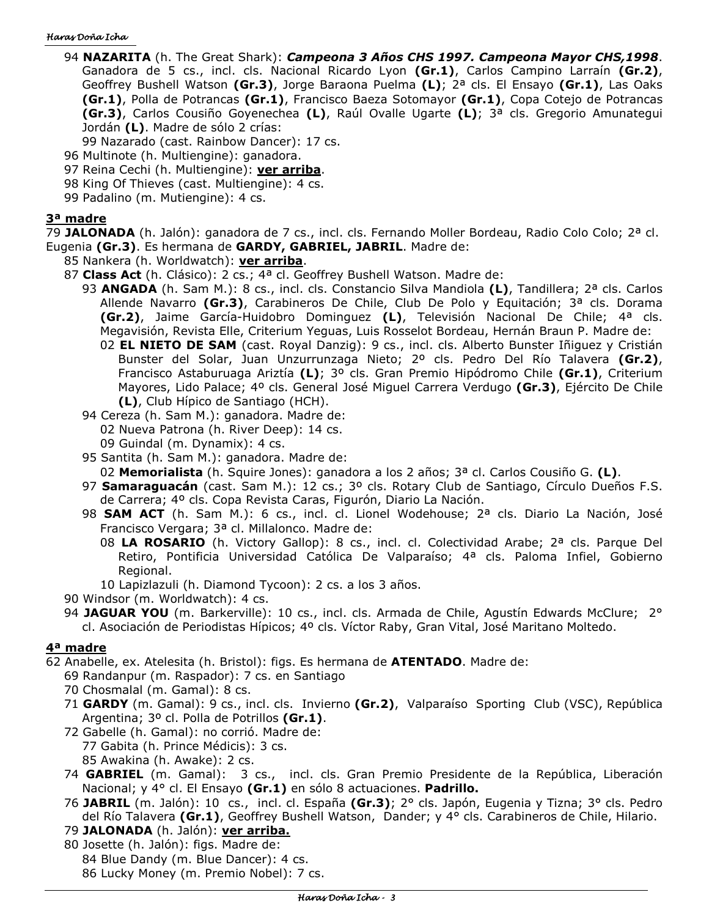94 **NAZARITA** (h. The Great Shark): ***Campeona 3 Años CHS 1997. Campeona Mayor CHS,1998***. Ganadora de 5 cs., incl. cls. Nacional Ricardo Lyon **(Gr.1)**, Carlos Campino Larraín **(Gr.2)**, Geoffrey Bushell Watson **(Gr.3)**, Jorge Baraona Puelma **(L)**; 2ª cls. El Ensayo **(Gr.1)**, Las Oaks **(Gr.1)**, Polla de Potrancas **(Gr.1)**, Francisco Baeza Sotomayor **(Gr.1)**, Copa Cotejo de Potrancas **(Gr.3)**, Carlos Cousiño Goyenechea **(L)**, Raúl Ovalle Ugarte **(L)**; 3ª cls. Gregorio Amunategui Jordán **(L)**. Madre de sólo 2 crías:
- 99 Nazarado (cast. Rainbow Dancer): 17 cs.

96 Multinote (h. Multiengine): ganadora.
97 Reina Cechi (h. Multiengine): **ver arriba**.
98 King Of Thieves (cast. Multiengine): 4 cs.
99 Padalino (m. Mutiengine): 4 cs.

## 3ª madre

79 **JALONADA** (h. Jalón): ganadora de 7 cs., incl. cls. Fernando Moller Bordeau, Radio Colo Colo; 2ª cl. Eugenia **(Gr.3)**. Es hermana de **GARDY, GABRIEL, JABRIL**. Madre de:

- 85 Nankera (h. Worldwatch): **ver arriba**.
- 87 **Class Act** (h. Clásico): 2 cs.; 4ª cl. Geoffrey Bushell Watson. Madre de:
  - 93 **ANGADA** (h. Sam M.): 8 cs., incl. cls. Constancio Silva Mandiola **(L)**, Tandillera; 2ª cls. Carlos Allende Navarro **(Gr.3)**, Carabineros De Chile, Club De Polo y Equitación; 3ª cls. Dorama **(Gr.2)**, Jaime García-Huidobro Dominguez **(L)**, Televisión Nacional De Chile; 4ª cls. Megavisión, Revista Elle, Criterium Yeguas, Luis Rosselot Bordeau, Hernán Braun P. Madre de:
    - 02 **EL NIETO DE SAM** (cast. Royal Danzig): 9 cs., incl. cls. Alberto Bunster Iñiguez y Cristián Bunster del Solar, Juan Unzurrunzaga Nieto; 2º cls. Pedro Del Río Talavera **(Gr.2)**, Francisco Astaburuaga Ariztía **(L)**; 3º cls. Gran Premio Hipódromo Chile **(Gr.1)**, Criterium Mayores, Lido Palace; 4º cls. General José Miguel Carrera Verdugo **(Gr.3)**, Ejército De Chile **(L)**, Club Hípico de Santiago (HCH).
  - 94 Cereza (h. Sam M.): ganadora. Madre de:
    - 02 Nueva Patrona (h. River Deep): 14 cs.
    - 09 Guindal (m. Dynamix): 4 cs.
  - 95 Santita (h. Sam M.): ganadora. Madre de:
    - 02 **Memorialista** (h. Squire Jones): ganadora a los 2 años; 3ª cl. Carlos Cousiño G. **(L)**.
  - 97 **Samaraguacán** (cast. Sam M.): 12 cs.; 3º cls. Rotary Club de Santiago, Círculo Dueños F.S. de Carrera; 4º cls. Copa Revista Caras, Figurón, Diario La Nación.
  - 98 **SAM ACT** (h. Sam M.): 6 cs., incl. cl. Lionel Wodehouse; 2ª cls. Diario La Nación, José Francisco Vergara; 3ª cl. Millalonco. Madre de:
    - 08 **LA ROSARIO** (h. Victory Gallop): 8 cs., incl. cl. Colectividad Arabe; 2ª cls. Parque Del Retiro, Pontificia Universidad Católica De Valparaíso; 4ª cls. Paloma Infiel, Gobierno Regional.
    - 10 Lapizlazuli (h. Diamond Tycoon): 2 cs. a los 3 años.
- 90 Windsor (m. Worldwatch): 4 cs.
- 94 **JAGUAR YOU** (m. Barkerville): 10 cs., incl. cls. Armada de Chile, Agustín Edwards McClure; 2° cl. Asociación de Periodistas Hípicos; 4º cls. Víctor Raby, Gran Vital, José Maritano Moltedo.

## 4ª madre

62 Anabelle, ex. Atelesita (h. Bristol): figs. Es hermana de **ATENTADO**. Madre de:

- 69 Randanpur (m. Raspador): 7 cs. en Santiago
- 70 Chosmalal (m. Gamal): 8 cs.
- 71 **GARDY** (m. Gamal): 9 cs., incl. cls. Invierno **(Gr.2)**, Valparaíso Sporting Club (VSC), República Argentina; 3º cl. Polla de Potrillos **(Gr.1)**.
- 72 Gabelle (h. Gamal): no corrió. Madre de:
  - 77 Gabita (h. Prince Médicis): 3 cs.
  - 85 Awakina (h. Awake): 2 cs.
- 74 **GABRIEL** (m. Gamal): 3 cs., incl. cls. Gran Premio Presidente de la República, Liberación Nacional; y 4° cl. El Ensayo **(Gr.1)** en sólo 8 actuaciones. **Padrillo.**
- 76 **JABRIL** (m. Jalón): 10 cs., incl. cl. España **(Gr.3)**; 2° cls. Japón, Eugenia y Tizna; 3° cls. Pedro del Río Talavera **(Gr.1)**, Geoffrey Bushell Watson, Dander; y 4° cls. Carabineros de Chile, Hilario.
- 79 **JALONADA** (h. Jalón): **ver arriba.**
- 80 Josette (h. Jalón): figs. Madre de:
  - 84 Blue Dandy (m. Blue Dancer): 4 cs.
  - 86 Lucky Money (m. Premio Nobel): 7 cs.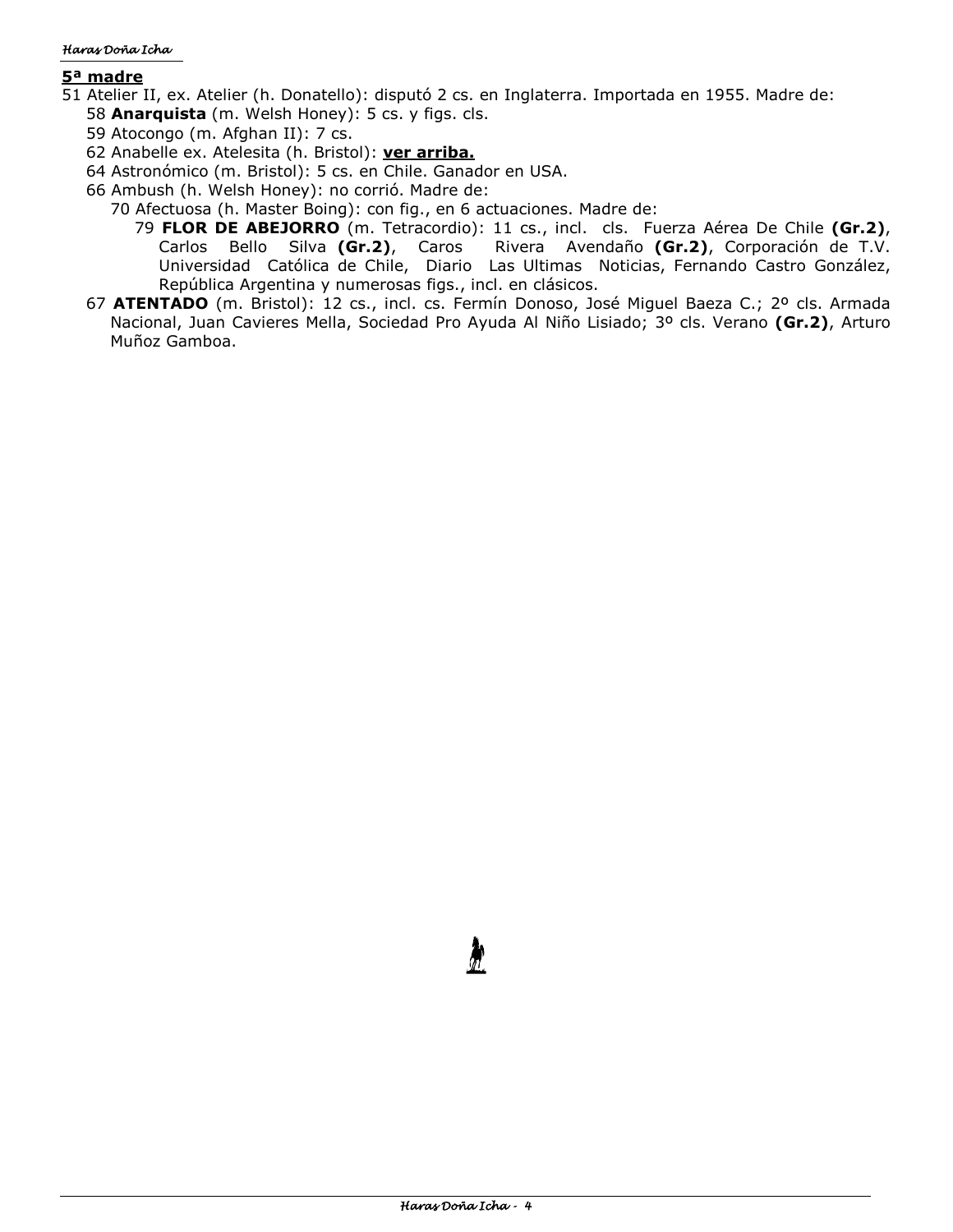**5ª madre**

51 Atelier II, ex. Atelier (h. Donatello): disputó 2 cs. en Inglaterra. Importada en 1955. Madre de:

- 58 **Anarquista** (m. Welsh Honey): 5 cs. y figs. cls.
- 59 Atocongo (m. Afghan II): 7 cs.
- 62 Anabelle ex. Atelesita (h. Bristol): **ver arriba.**
- 64 Astronómico (m. Bristol): 5 cs. en Chile. Ganador en USA.
- 66 Ambush (h. Welsh Honey): no corrió. Madre de:
  - 70 Afectuosa (h. Master Boing): con fig., en 6 actuaciones. Madre de:
    - 79 **FLOR DE ABEJORRO** (m. Tetracordio): 11 cs., incl. cls. Fuerza Aérea De Chile **(Gr.2)**, Carlos Bello Silva **(Gr.2)**, Caros Rivera Avendaño **(Gr.2)**, Corporación de T.V. Universidad Católica de Chile, Diario Las Ultimas Noticias, Fernando Castro González, República Argentina y numerosas figs., incl. en clásicos.
- 67 **ATENTADO** (m. Bristol): 12 cs., incl. cs. Fermín Donoso, José Miguel Baeza C.; 2º cls. Armada Nacional, Juan Cavieres Mella, Sociedad Pro Ayuda Al Niño Lisiado; 3º cls. Verano **(Gr.2)**, Arturo Muñoz Gamboa.